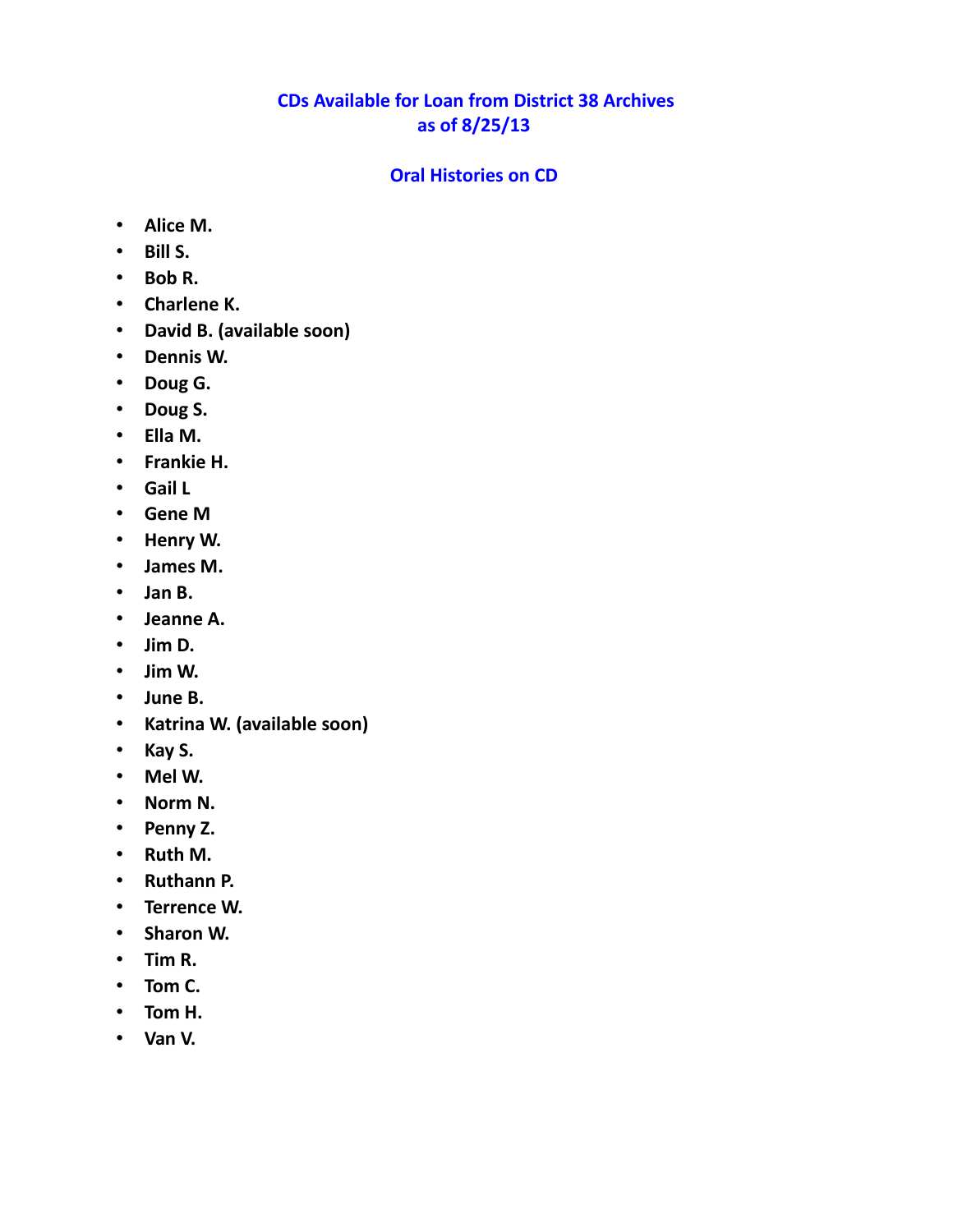# CDs Available for Loan from District 38 Archives
# as of 8/25/13

## Oral Histories on CD

- **Alice M.**
- **Bill S.**
- **Bob R.**
- **Charlene K.**
- **David B. (available soon)**
- **Dennis W.**
- **Doug G.**
- **Doug S.**
- **Ella M.**
- **Frankie H.**
- **Gail L**
- **Gene M**
- **Henry W.**
- **James M.**
- **Jan B.**
- **Jeanne A.**
- **Jim D.**
- **Jim W.**
- **June B.**
- **Katrina W. (available soon)**
- **Kay S.**
- **Mel W.**
- **Norm N.**
- **Penny Z.**
- **Ruth M.**
- **Ruthann P.**
- **Terrence W.**
- **Sharon W.**
- **Tim R.**
- **Tom C.**
- **Tom H.**
- **Van V.**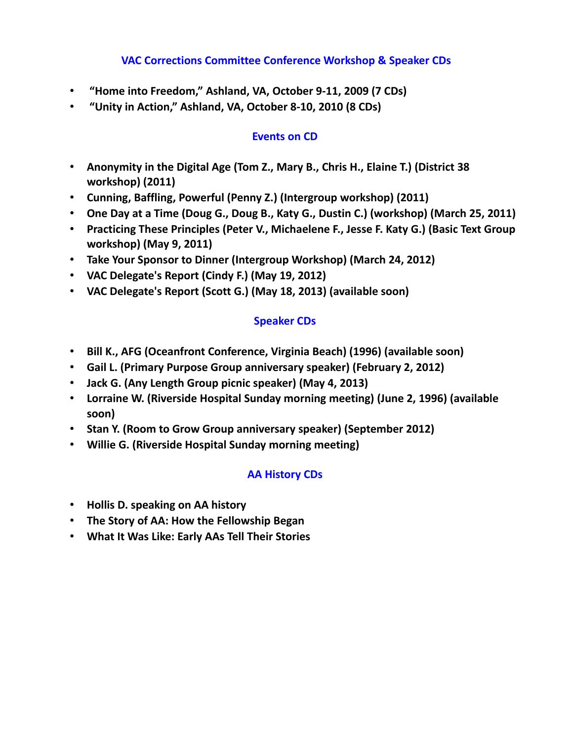## VAC Corrections Committee Conference Workshop & Speaker CDs

- **"Home into Freedom," Ashland, VA, October 9-11, 2009 (7 CDs)**
- **"Unity in Action," Ashland, VA, October 8-10, 2010 (8 CDs)**

## Events on CD

- **Anonymity in the Digital Age (Tom Z., Mary B., Chris H., Elaine T.) (District 38 workshop) (2011)**
- **Cunning, Baffling, Powerful (Penny Z.) (Intergroup workshop) (2011)**
- **One Day at a Time (Doug G., Doug B., Katy G., Dustin C.) (workshop) (March 25, 2011)**
- **Practicing These Principles (Peter V., Michaelene F., Jesse F. Katy G.) (Basic Text Group workshop) (May 9, 2011)**
- **Take Your Sponsor to Dinner (Intergroup Workshop) (March 24, 2012)**
- **VAC Delegate's Report (Cindy F.) (May 19, 2012)**
- **VAC Delegate's Report (Scott G.) (May 18, 2013) (available soon)**

## Speaker CDs

- **Bill K., AFG (Oceanfront Conference, Virginia Beach) (1996) (available soon)**
- **Gail L. (Primary Purpose Group anniversary speaker) (February 2, 2012)**
- **Jack G. (Any Length Group picnic speaker) (May 4, 2013)**
- **Lorraine W. (Riverside Hospital Sunday morning meeting) (June 2, 1996) (available soon)**
- **Stan Y. (Room to Grow Group anniversary speaker) (September 2012)**
- **Willie G. (Riverside Hospital Sunday morning meeting)**

## AA History CDs

- **Hollis D. speaking on AA history**
- **The Story of AA: How the Fellowship Began**
- **What It Was Like: Early AAs Tell Their Stories**